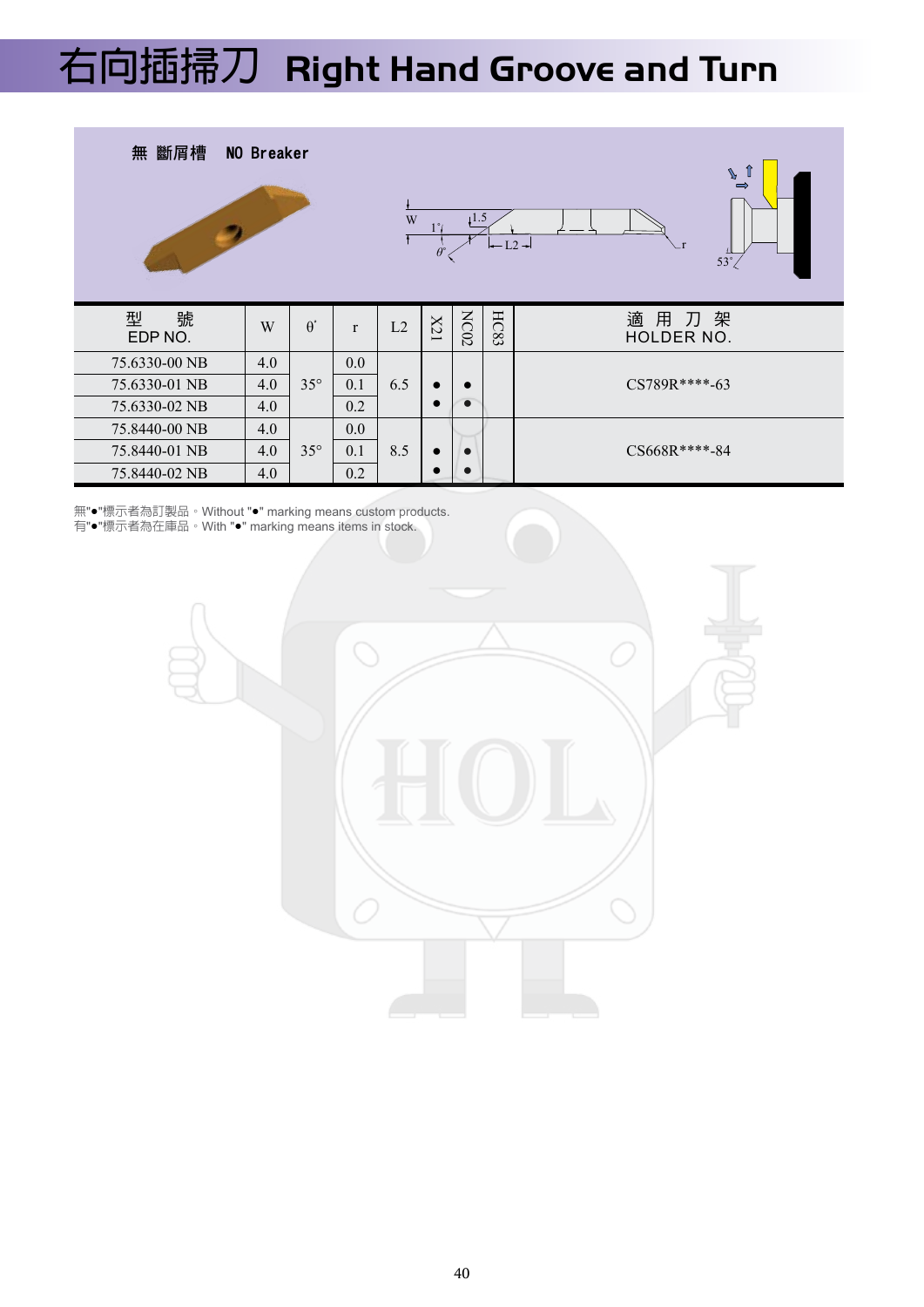# 右向插掃刀 Right Hand Groove and Turn

無 斷屑槽 NO Breaker

| 型 號 EDP NO. | W | θ° | r | L2 | X21 | NC02 | HC83 | 適 用 刀 架 HOLDER NO. |
|---|---|---|---|---|---|---|---|---|
| 75.6330-00 NB | 4.0 | 35° | 0.0 | 6.5 | | | | CS789R****-63 |
| 75.6330-01 NB | 4.0 | | 0.1 | | ● | ● | | |
| 75.6330-02 NB | 4.0 | | 0.2 | | ● | ● | | |
| 75.8440-00 NB | 4.0 | 35° | 0.0 | 8.5 | | | | CS668R****-84 |
| 75.8440-01 NB | 4.0 | | 0.1 | | ● | ● | | |
| 75.8440-02 NB | 4.0 | | 0.2 | | ● | ● | | |

無"●"標示者為訂製品。Without "●" marking means custom products.
有"●"標示者為在庫品。With "●" marking means items in stock.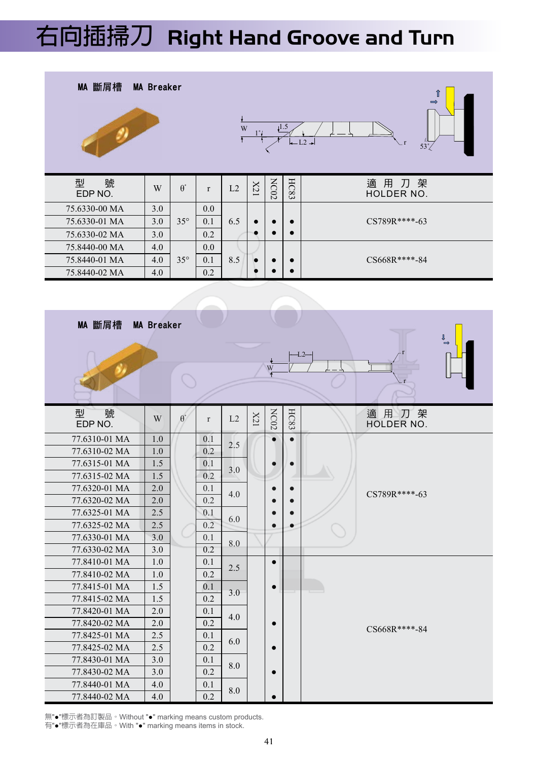# 右向插掃刀 Right Hand Groove and Turn

## MA 斷屑槽 MA Breaker

| 型 號 EDP NO. | W | θ° | r | L2 | X21 | NC02 | HC83 | 適 用 刀 架 HOLDER NO. |
|---|---|---|---|---|---|---|---|---|
| 75.6330-00 MA | 3.0 | | 0.0 | | | | | |
| 75.6330-01 MA | 3.0 | 35° | 0.1 | 6.5 | ● | ● | ● | CS789R****-63 |
| 75.6330-02 MA | 3.0 | | 0.2 | | ● | ● | ● | |
| 75.8440-00 MA | 4.0 | | 0.0 | | | | | |
| 75.8440-01 MA | 4.0 | 35° | 0.1 | 8.5 | ● | ● | ● | CS668R****-84 |
| 75.8440-02 MA | 4.0 | | 0.2 | | ● | ● | ● | |

## MA 斷屑槽 MA Breaker

| 型 號 EDP NO. | W | θ° | r | L2 | X21 | NC02 | HC83 | 適 用 刀 架 HOLDER NO. |
|---|---|---|---|---|---|---|---|---|
| 77.6310-01 MA | 1.0 | | 0.1 | 2.5 | | ● | ● | |
| 77.6310-02 MA | 1.0 | | 0.2 | | | | | |
| 77.6315-01 MA | 1.5 | | 0.1 | 3.0 | | ● | ● | |
| 77.6315-02 MA | 1.5 | | 0.2 | | | | | |
| 77.6320-01 MA | 2.0 | | 0.1 | 4.0 | | ● | ● | CS789R****-63 |
| 77.6320-02 MA | 2.0 | | 0.2 | | | ● | ● | |
| 77.6325-01 MA | 2.5 | | 0.1 | 6.0 | | ● | ● | |
| 77.6325-02 MA | 2.5 | | 0.2 | | | ● | ● | |
| 77.6330-01 MA | 3.0 | | 0.1 | 8.0 | | | | |
| 77.6330-02 MA | 3.0 | | 0.2 | | | | | |
| 77.8410-01 MA | 1.0 | | 0.1 | 2.5 | | ● | | |
| 77.8410-02 MA | 1.0 | | 0.2 | | | | | |
| 77.8415-01 MA | 1.5 | | 0.1 | 3.0 | | ● | | |
| 77.8415-02 MA | 1.5 | | 0.2 | | | | | |
| 77.8420-01 MA | 2.0 | | 0.1 | 4.0 | | | | |
| 77.8420-02 MA | 2.0 | | 0.2 | | | ● | | CS668R****-84 |
| 77.8425-01 MA | 2.5 | | 0.1 | 6.0 | | | | |
| 77.8425-02 MA | 2.5 | | 0.2 | | | ● | | |
| 77.8430-01 MA | 3.0 | | 0.1 | 8.0 | | | | |
| 77.8430-02 MA | 3.0 | | 0.2 | | | ● | | |
| 77.8440-01 MA | 4.0 | | 0.1 | 8.0 | | | | |
| 77.8440-02 MA | 4.0 | | 0.2 | | | ● | | |

無"●"標示者為訂製品。Without "●" marking means custom products.
有"●"標示者為在庫品。With "●" marking means items in stock.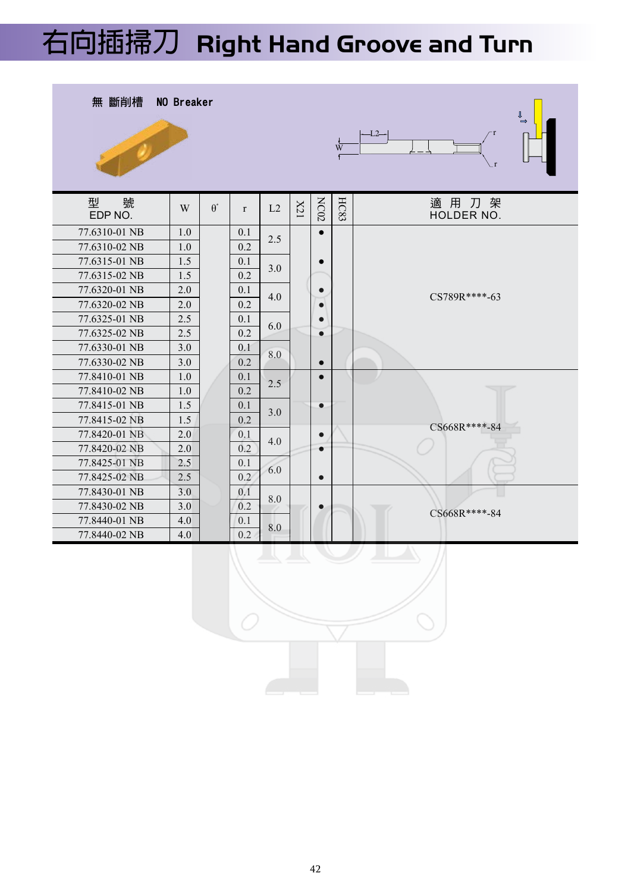# 右向插掃刀 Right Hand Groove and Turn

無 斷削槽 NO Breaker

| 型 號 EDP NO. | W | θ° | r | L2 | X21 | NC02 | HC83 | 適 用 刀 架 HOLDER NO. |
|---|---|---|---|---|---|---|---|---|
| 77.6310-01 NB | 1.0 | | 0.1 | 2.5 | | ● | | CS789R****-63 |
| 77.6310-02 NB | 1.0 | | 0.2 | | | | | |
| 77.6315-01 NB | 1.5 | | 0.1 | 3.0 | | ● | | |
| 77.6315-02 NB | 1.5 | | 0.2 | | | | | |
| 77.6320-01 NB | 2.0 | | 0.1 | 4.0 | | ● | | |
| 77.6320-02 NB | 2.0 | | 0.2 | | | ● | | |
| 77.6325-01 NB | 2.5 | | 0.1 | 6.0 | | ● | | |
| 77.6325-02 NB | 2.5 | | 0.2 | | | ● | | |
| 77.6330-01 NB | 3.0 | | 0.1 | 8.0 | | | | |
| 77.6330-02 NB | 3.0 | | 0.2 | | | ● | | |
| 77.8410-01 NB | 1.0 | | 0.1 | 2.5 | | ● | | CS668R****-84 |
| 77.8410-02 NB | 1.0 | | 0.2 | | | | | |
| 77.8415-01 NB | 1.5 | | 0.1 | 3.0 | | ● | | |
| 77.8415-02 NB | 1.5 | | 0.2 | | | | | |
| 77.8420-01 NB | 2.0 | | 0.1 | 4.0 | | ● | | |
| 77.8420-02 NB | 2.0 | | 0.2 | | | ● | | |
| 77.8425-01 NB | 2.5 | | 0.1 | 6.0 | | | | |
| 77.8425-02 NB | 2.5 | | 0.2 | | | ● | | |
| 77.8430-01 NB | 3.0 | | 0.1 | 8.0 | | | | CS668R****-84 |
| 77.8430-02 NB | 3.0 | | 0.2 | | | ● | | |
| 77.8440-01 NB | 4.0 | | 0.1 | 8.0 | | | | |
| 77.8440-02 NB | 4.0 | | 0.2 | | | | | |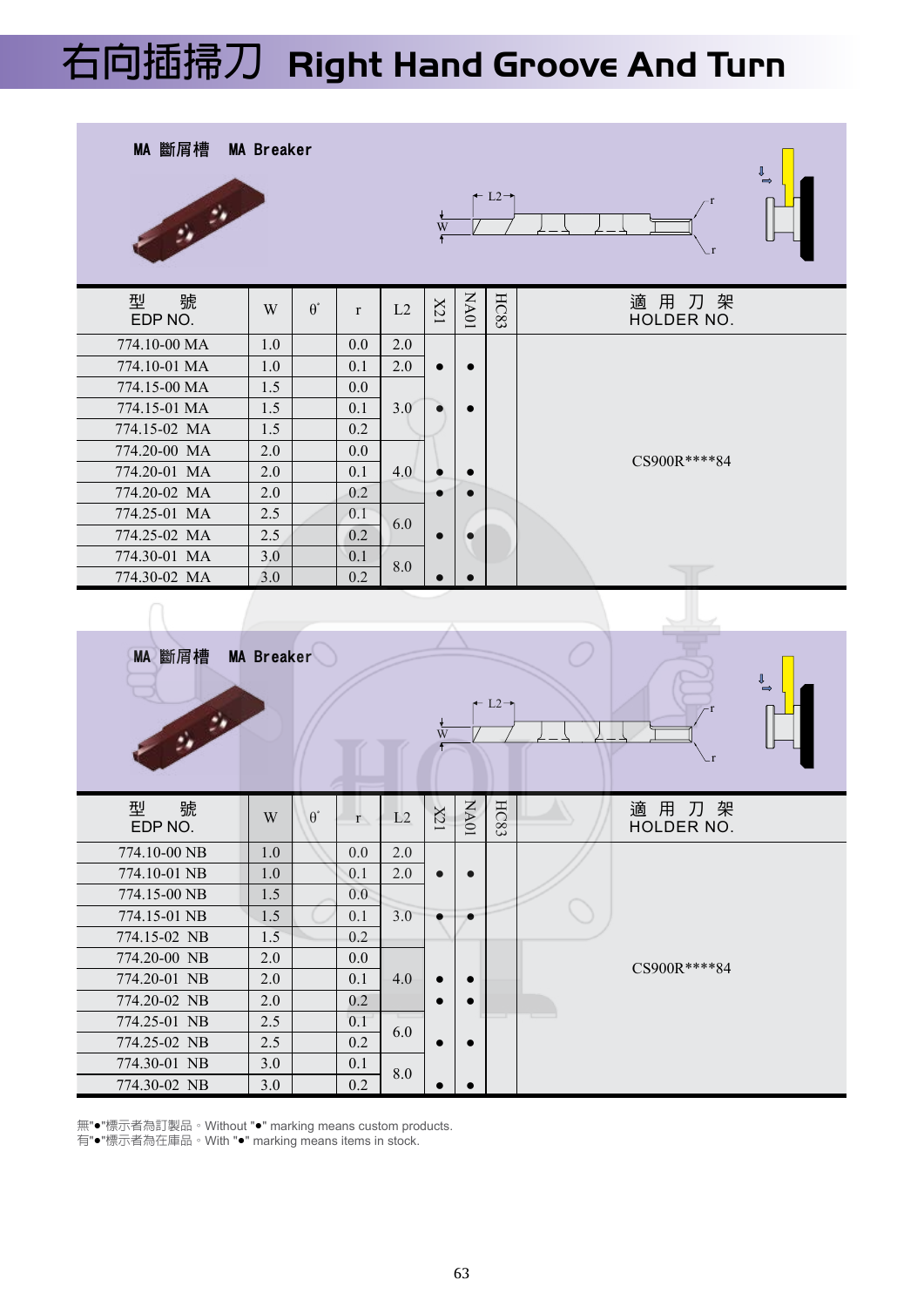# 右向插掃刀 Right Hand Groove And Turn

**MA 斷屑槽 MA Breaker**

L2
W
r
r

| 型號 EDP NO. | W | θ° | r | L2 | X21 | NA01 | HC83 | 適用刀架 HOLDER NO. |
|---|---|---|---|---|---|---|---|---|
| 774.10-00 MA | 1.0 | | 0.0 | 2.0 | | | | CS900R****84 |
| 774.10-01 MA | 1.0 | | 0.1 | 2.0 | ● | ● | | |
| 774.15-00 MA | 1.5 | | 0.0 | | | | | |
| 774.15-01 MA | 1.5 | | 0.1 | 3.0 | ● | ● | | |
| 774.15-02 MA | 1.5 | | 0.2 | | | | | |
| 774.20-00 MA | 2.0 | | 0.0 | | | | | |
| 774.20-01 MA | 2.0 | | 0.1 | 4.0 | ● | ● | | |
| 774.20-02 MA | 2.0 | | 0.2 | | ● | ● | | |
| 774.25-01 MA | 2.5 | | 0.1 | 6.0 | | | | |
| 774.25-02 MA | 2.5 | | 0.2 | | ● | ● | | |
| 774.30-01 MA | 3.0 | | 0.1 | 8.0 | | | | |
| 774.30-02 MA | 3.0 | | 0.2 | | ● | ● | | |

**MA 斷屑槽 MA Breaker**

L2
W
r
r

| 型號 EDP NO. | W | θ° | r | L2 | X21 | NA01 | HC83 | 適用刀架 HOLDER NO. |
|---|---|---|---|---|---|---|---|---|
| 774.10-00 NB | 1.0 | | 0.0 | 2.0 | | | | CS900R****84 |
| 774.10-01 NB | 1.0 | | 0.1 | 2.0 | ● | ● | | |
| 774.15-00 NB | 1.5 | | 0.0 | | | | | |
| 774.15-01 NB | 1.5 | | 0.1 | 3.0 | ● | ● | | |
| 774.15-02 NB | 1.5 | | 0.2 | | | | | |
| 774.20-00 NB | 2.0 | | 0.0 | | | | | |
| 774.20-01 NB | 2.0 | | 0.1 | 4.0 | ● | ● | | |
| 774.20-02 NB | 2.0 | | 0.2 | | ● | ● | | |
| 774.25-01 NB | 2.5 | | 0.1 | 6.0 | | | | |
| 774.25-02 NB | 2.5 | | 0.2 | | ● | ● | | |
| 774.30-01 NB | 3.0 | | 0.1 | 8.0 | | | | |
| 774.30-02 NB | 3.0 | | 0.2 | | ● | ● | | |

無"●"標示者為訂製品。Without "●" marking means custom products.
有"●"標示者為在庫品。With "●" marking means items in stock.